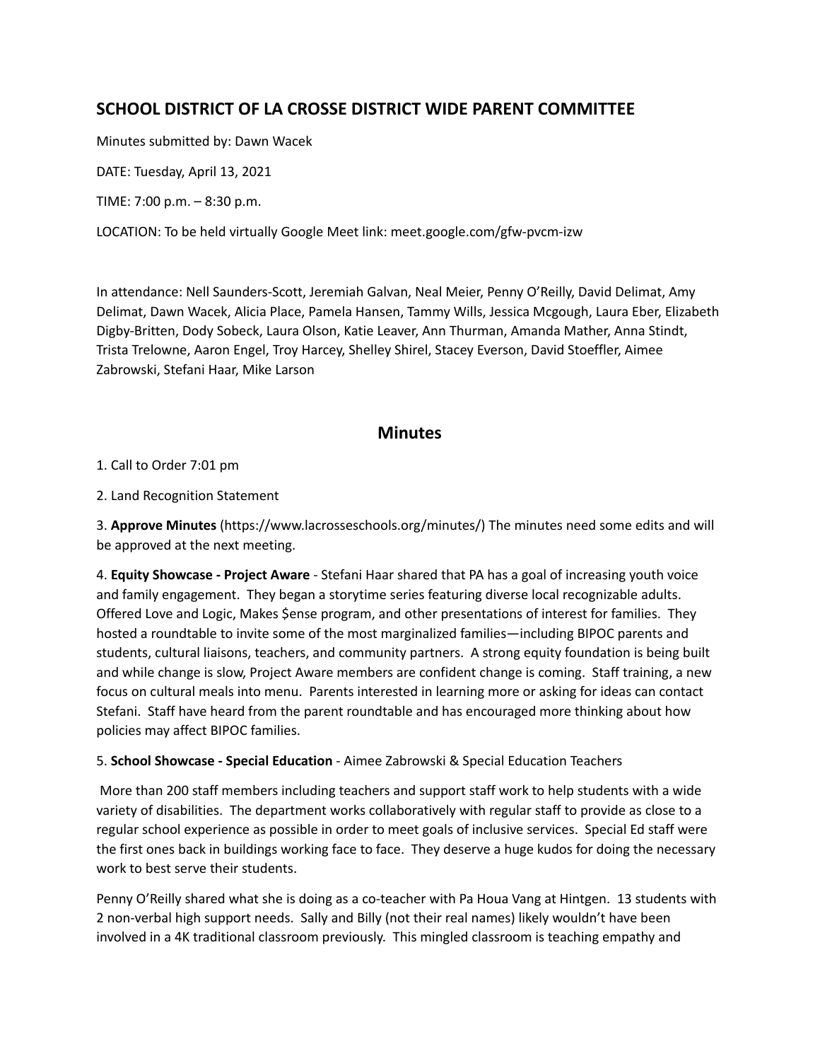## SCHOOL DISTRICT OF LA CROSSE DISTRICT WIDE PARENT COMMITTEE

Minutes submitted by: Dawn Wacek

DATE: Tuesday, April 13, 2021

TIME: 7:00 p.m. – 8:30 p.m.

LOCATION: To be held virtually Google Meet link: meet.google.com/gfw-pvcm-izw

In attendance: Nell Saunders-Scott, Jeremiah Galvan, Neal Meier, Penny O'Reilly, David Delimat, Amy Delimat, Dawn Wacek, Alicia Place, Pamela Hansen, Tammy Wills, Jessica Mcgough, Laura Eber, Elizabeth Digby-Britten, Dody Sobeck, Laura Olson, Katie Leaver, Ann Thurman, Amanda Mather, Anna Stindt, Trista Trelowne, Aaron Engel, Troy Harcey, Shelley Shirel, Stacey Everson, David Stoeffler, Aimee Zabrowski, Stefani Haar, Mike Larson

## Minutes

1. Call to Order 7:01 pm

2. Land Recognition Statement

3. **Approve Minutes** (https://www.lacrosseschools.org/minutes/) The minutes need some edits and will be approved at the next meeting.

4. **Equity Showcase - Project Aware** - Stefani Haar shared that PA has a goal of increasing youth voice and family engagement. They began a storytime series featuring diverse local recognizable adults. Offered Love and Logic, Makes $ense program, and other presentations of interest for families. They hosted a roundtable to invite some of the most marginalized families—including BIPOC parents and students, cultural liaisons, teachers, and community partners. A strong equity foundation is being built and while change is slow, Project Aware members are confident change is coming. Staff training, a new focus on cultural meals into menu. Parents interested in learning more or asking for ideas can contact Stefani. Staff have heard from the parent roundtable and has encouraged more thinking about how policies may affect BIPOC families.

5. **School Showcase - Special Education** - Aimee Zabrowski & Special Education Teachers

More than 200 staff members including teachers and support staff work to help students with a wide variety of disabilities. The department works collaboratively with regular staff to provide as close to a regular school experience as possible in order to meet goals of inclusive services. Special Ed staff were the first ones back in buildings working face to face. They deserve a huge kudos for doing the necessary work to best serve their students.

Penny O'Reilly shared what she is doing as a co-teacher with Pa Houa Vang at Hintgen. 13 students with 2 non-verbal high support needs. Sally and Billy (not their real names) likely wouldn't have been involved in a 4K traditional classroom previously. This mingled classroom is teaching empathy and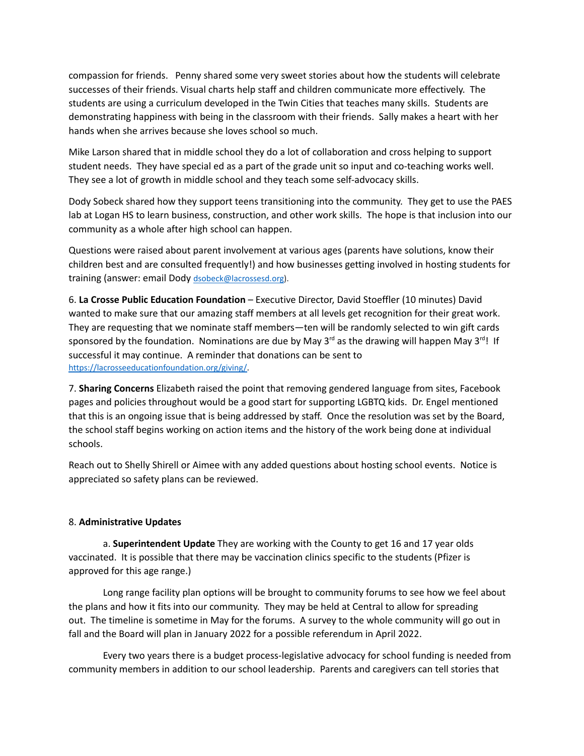compassion for friends. Penny shared some very sweet stories about how the students will celebrate successes of their friends. Visual charts help staff and children communicate more effectively. The students are using a curriculum developed in the Twin Cities that teaches many skills. Students are demonstrating happiness with being in the classroom with their friends. Sally makes a heart with her hands when she arrives because she loves school so much.

Mike Larson shared that in middle school they do a lot of collaboration and cross helping to support student needs. They have special ed as a part of the grade unit so input and co-teaching works well. They see a lot of growth in middle school and they teach some self-advocacy skills.

Dody Sobeck shared how they support teens transitioning into the community. They get to use the PAES lab at Logan HS to learn business, construction, and other work skills. The hope is that inclusion into our community as a whole after high school can happen.

Questions were raised about parent involvement at various ages (parents have solutions, know their children best and are consulted frequently!) and how businesses getting involved in hosting students for training (answer: email Dody dsobeck@lacrossesd.org).

6. **La Crosse Public Education Foundation** – Executive Director, David Stoeffler (10 minutes) David wanted to make sure that our amazing staff members at all levels get recognition for their great work. They are requesting that we nominate staff members—ten will be randomly selected to win gift cards sponsored by the foundation. Nominations are due by May 3rd as the drawing will happen May 3rd! If successful it may continue. A reminder that donations can be sent to https://lacrosseeducationfoundation.org/giving/.

7. **Sharing Concerns** Elizabeth raised the point that removing gendered language from sites, Facebook pages and policies throughout would be a good start for supporting LGBTQ kids. Dr. Engel mentioned that this is an ongoing issue that is being addressed by staff. Once the resolution was set by the Board, the school staff begins working on action items and the history of the work being done at individual schools.

Reach out to Shelly Shirell or Aimee with any added questions about hosting school events. Notice is appreciated so safety plans can be reviewed.

8. **Administrative Updates**

a. **Superintendent Update** They are working with the County to get 16 and 17 year olds vaccinated. It is possible that there may be vaccination clinics specific to the students (Pfizer is approved for this age range.)

Long range facility plan options will be brought to community forums to see how we feel about the plans and how it fits into our community. They may be held at Central to allow for spreading out. The timeline is sometime in May for the forums. A survey to the whole community will go out in fall and the Board will plan in January 2022 for a possible referendum in April 2022.

Every two years there is a budget process-legislative advocacy for school funding is needed from community members in addition to our school leadership. Parents and caregivers can tell stories that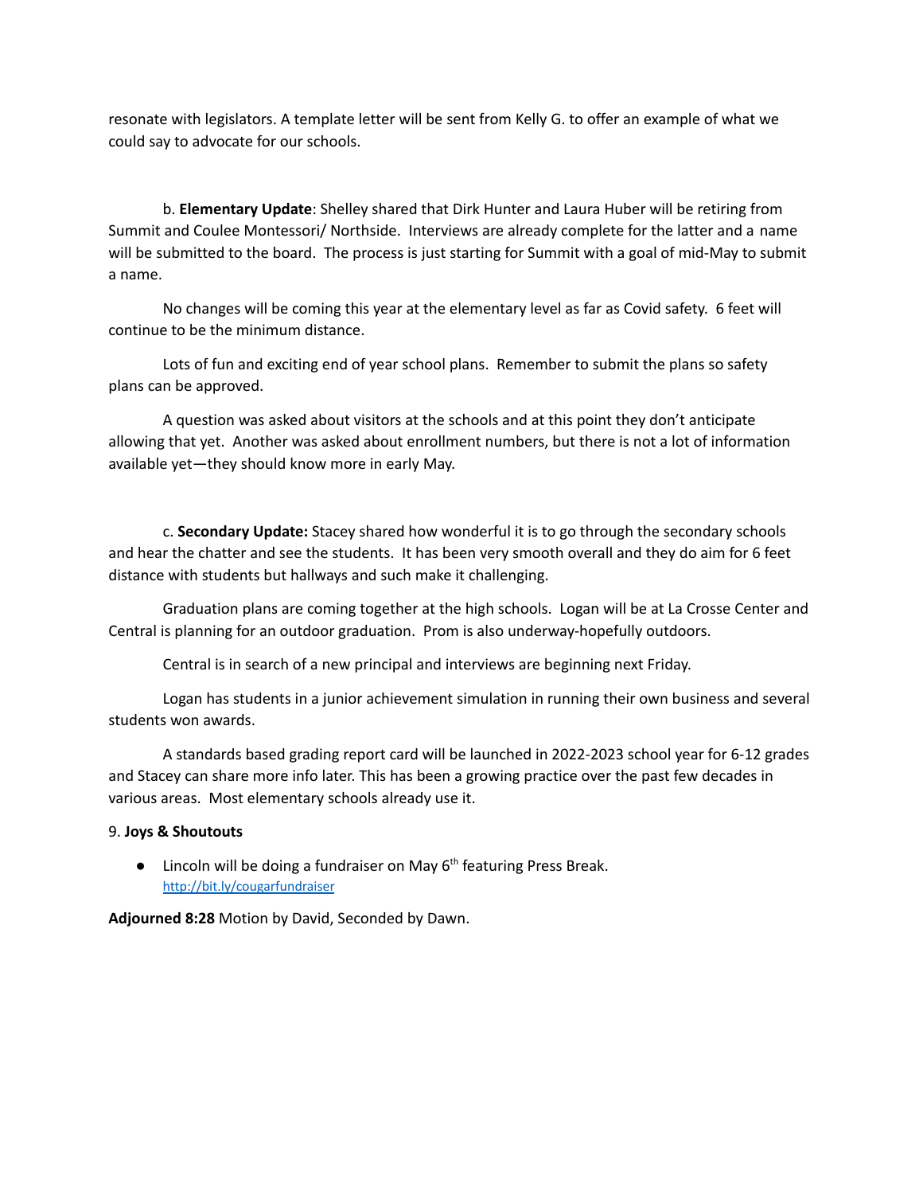resonate with legislators. A template letter will be sent from Kelly G. to offer an example of what we could say to advocate for our schools.

b. **Elementary Update**: Shelley shared that Dirk Hunter and Laura Huber will be retiring from Summit and Coulee Montessori/ Northside. Interviews are already complete for the latter and a name will be submitted to the board. The process is just starting for Summit with a goal of mid-May to submit a name.

No changes will be coming this year at the elementary level as far as Covid safety. 6 feet will continue to be the minimum distance.

Lots of fun and exciting end of year school plans. Remember to submit the plans so safety plans can be approved.

A question was asked about visitors at the schools and at this point they don't anticipate allowing that yet. Another was asked about enrollment numbers, but there is not a lot of information available yet—they should know more in early May.

c. **Secondary Update:** Stacey shared how wonderful it is to go through the secondary schools and hear the chatter and see the students. It has been very smooth overall and they do aim for 6 feet distance with students but hallways and such make it challenging.

Graduation plans are coming together at the high schools. Logan will be at La Crosse Center and Central is planning for an outdoor graduation. Prom is also underway-hopefully outdoors.

Central is in search of a new principal and interviews are beginning next Friday.

Logan has students in a junior achievement simulation in running their own business and several students won awards.

A standards based grading report card will be launched in 2022-2023 school year for 6-12 grades and Stacey can share more info later. This has been a growing practice over the past few decades in various areas. Most elementary schools already use it.

9. **Joys & Shoutouts**

- Lincoln will be doing a fundraiser on May 6th featuring Press Break. http://bit.ly/cougarfundraiser

**Adjourned 8:28** Motion by David, Seconded by Dawn.